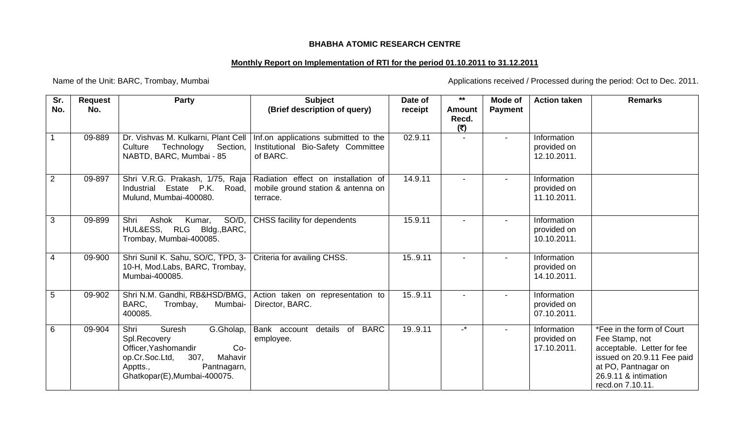**BHABHA ATOMIC RESEARCH CENTRE**

**Monthly Report on Implementation of RTI for the period 01.10.2011 to 31.12.2011**

Name of the Unit: BARC, Trombay, Mumbai

Applications received / Processed during the period: Oct to Dec. 2011.

| Sr. No. | Request No. | Party | Subject (Brief description of query) | Date of receipt | ** Amount Recd. (₹) | Mode of Payment | Action taken | Remarks |
|---|---|---|---|---|---|---|---|---|
| 1 | 09-889 | Dr. Vishvas M. Kulkarni, Plant Cell Culture Technology Section, NABTD, BARC, Mumbai - 85 | Inf.on applications submitted to the Institutional Bio-Safety Committee of BARC. | 02.9.11 | - | - | Information provided on 12.10.2011. | |
| 2 | 09-897 | Shri V.R.G. Prakash, 1/75, Raja Industrial Estate P.K. Road, Mulund, Mumbai-400080. | Radiation effect on installation of mobile ground station & antenna on terrace. | 14.9.11 | - | - | Information provided on 11.10.2011. | |
| 3 | 09-899 | Shri Ashok Kumar, SO/D, HUL&ESS, RLG Bldg.,BARC, Trombay, Mumbai-400085. | CHSS facility for dependents | 15.9.11 | - | - | Information provided on 10.10.2011. | |
| 4 | 09-900 | Shri Sunil K. Sahu, SO/C, TPD, 3-10-H, Mod.Labs, BARC, Trombay, Mumbai-400085. | Criteria for availing CHSS. | 15..9.11 | - | - | Information provided on 14.10.2011. | |
| 5 | 09-902 | Shri N.M. Gandhi, RB&HSD/BMG, BARC, Trombay, Mumbai-400085. | Action taken on representation to Director, BARC. | 15..9.11 | - | - | Information provided on 07.10.2011. | |
| 6 | 09-904 | Shri Suresh G.Gholap, Spl.Recovery Officer,Yashomandir Co-op.Cr.Soc.Ltd, 307, Mahavir Apptts., Pantnagarn, Ghatkopar(E),Mumbai-400075. | Bank account details of BARC employee. | 19..9.11 | -* | - | Information provided on 17.10.2011. | *Fee in the form of Court Fee Stamp, not acceptable. Letter for fee issued on 20.9.11 Fee paid at PO, Pantnagar on 26.9.11 & intimation recd.on 7.10.11. |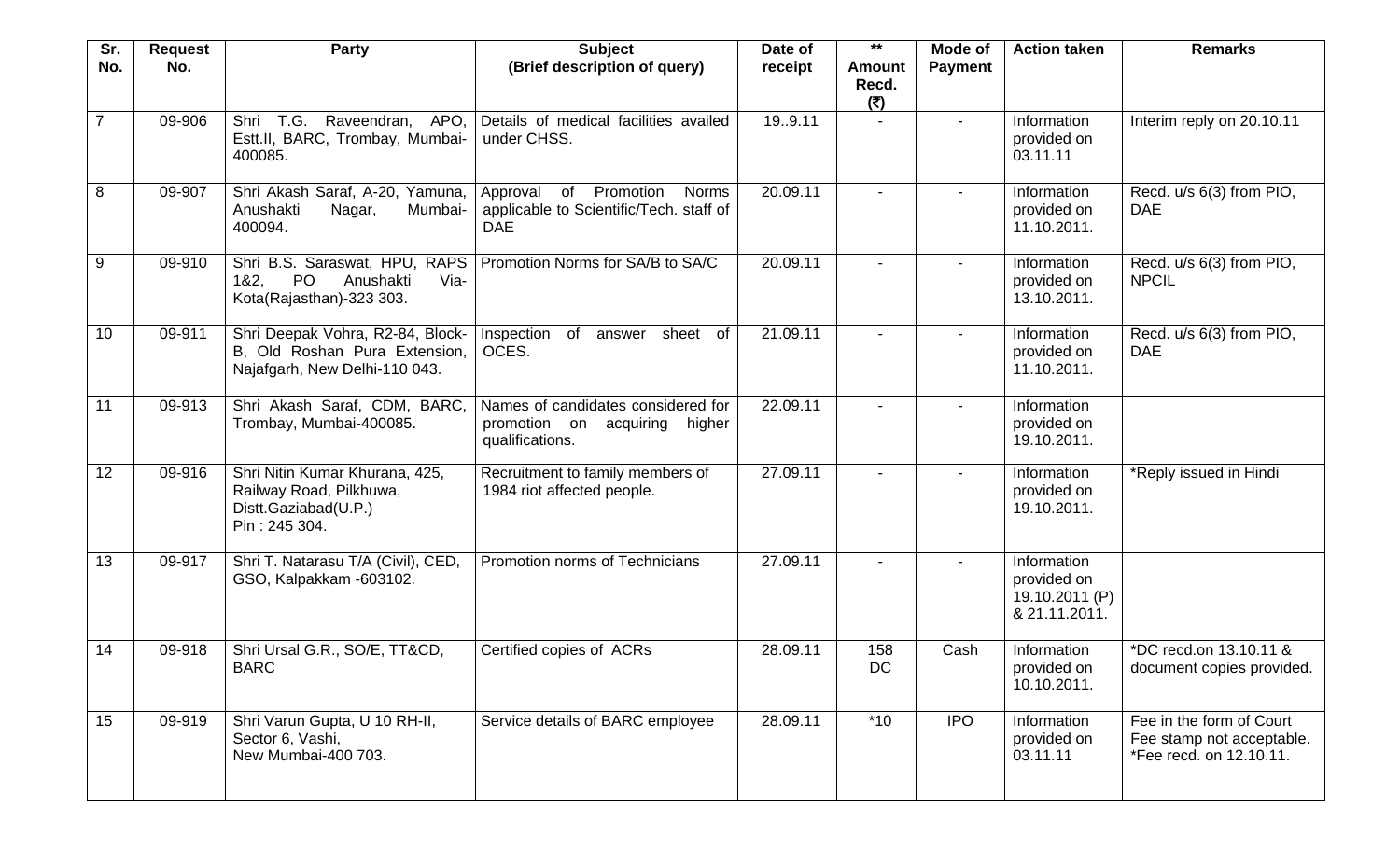| Sr. No. | Request No. | Party | Subject (Brief description of query) | Date of receipt | ** Amount Recd. (₹) | Mode of Payment | Action taken | Remarks |
|---|---|---|---|---|---|---|---|---|
| 7 | 09-906 | Shri T.G. Raveendran, APO, Estt.II, BARC, Trombay, Mumbai-400085. | Details of medical facilities availed under CHSS. | 19..9.11 | - | - | Information provided on 03.11.11 | Interim reply on 20.10.11 |
| 8 | 09-907 | Shri Akash Saraf, A-20, Yamuna, Anushakti Nagar, Mumbai-400094. | Approval of Promotion Norms applicable to Scientific/Tech. staff of DAE | 20.09.11 | - | - | Information provided on 11.10.2011. | Recd. u/s 6(3) from PIO, DAE |
| 9 | 09-910 | Shri B.S. Saraswat, HPU, RAPS 1&2, PO Anushakti Via-Kota(Rajasthan)-323 303. | Promotion Norms for SA/B to SA/C | 20.09.11 | - | - | Information provided on 13.10.2011. | Recd. u/s 6(3) from PIO, NPCIL |
| 10 | 09-911 | Shri Deepak Vohra, R2-84, Block-B, Old Roshan Pura Extension, Najafgarh, New Delhi-110 043. | Inspection of answer sheet of OCES. | 21.09.11 | - | - | Information provided on 11.10.2011. | Recd. u/s 6(3) from PIO, DAE |
| 11 | 09-913 | Shri Akash Saraf, CDM, BARC, Trombay, Mumbai-400085. | Names of candidates considered for promotion on acquiring higher qualifications. | 22.09.11 | - | - | Information provided on 19.10.2011. | |
| 12 | 09-916 | Shri Nitin Kumar Khurana, 425, Railway Road, Pilkhuwa, Distt.Gaziabad(U.P.) Pin : 245 304. | Recruitment to family members of 1984 riot affected people. | 27.09.11 | - | - | Information provided on 19.10.2011. | *Reply issued in Hindi |
| 13 | 09-917 | Shri T. Natarasu T/A (Civil), CED, GSO, Kalpakkam -603102. | Promotion norms of Technicians | 27.09.11 | - | - | Information provided on 19.10.2011 (P) & 21.11.2011. | |
| 14 | 09-918 | Shri Ursal G.R., SO/E, TT&CD, BARC | Certified copies of ACRs | 28.09.11 | 158 DC | Cash | Information provided on 10.10.2011. | *DC recd.on 13.10.11 & document copies provided. |
| 15 | 09-919 | Shri Varun Gupta, U 10 RH-II, Sector 6, Vashi, New Mumbai-400 703. | Service details of BARC employee | 28.09.11 | *10 | IPO | Information provided on 03.11.11 | Fee in the form of Court Fee stamp not acceptable. *Fee recd. on 12.10.11. |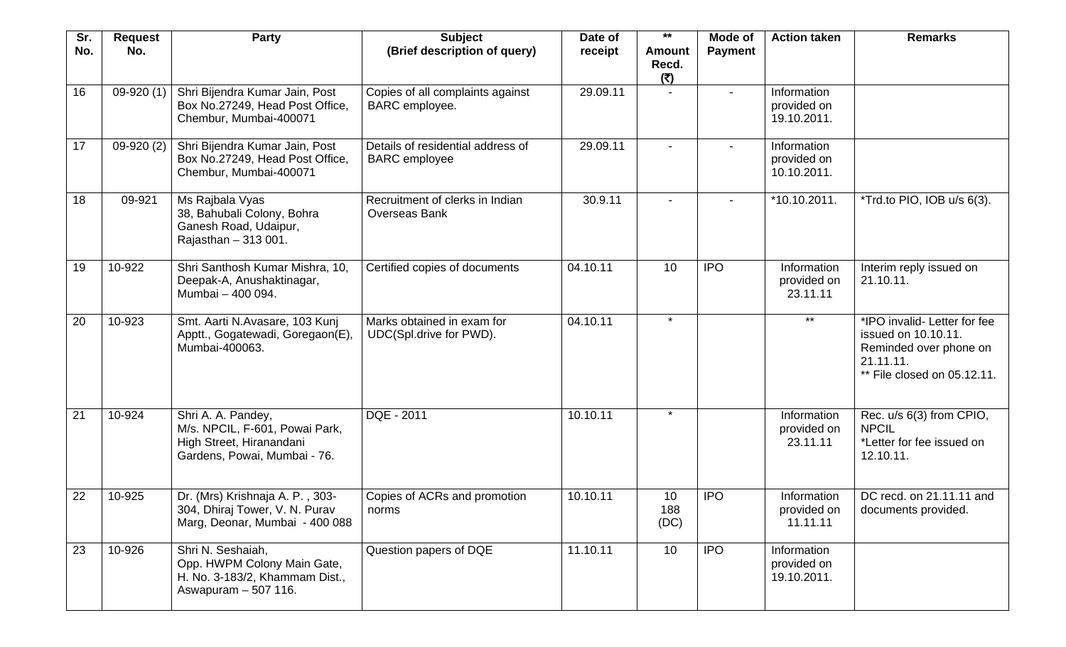| Sr. No. | Request No. | Party | Subject (Brief description of query) | Date of receipt | ** Amount Recd. (₹) | Mode of Payment | Action taken | Remarks |
|---|---|---|---|---|---|---|---|---|
| 16 | 09-920 (1) | Shri Bijendra Kumar Jain, Post Box No.27249, Head Post Office, Chembur, Mumbai-400071 | Copies of all complaints against BARC employee. | 29.09.11 | - | - | Information provided on 19.10.2011. | |
| 17 | 09-920 (2) | Shri Bijendra Kumar Jain, Post Box No.27249, Head Post Office, Chembur, Mumbai-400071 | Details of residential address of BARC employee | 29.09.11 | - | - | Information provided on 10.10.2011. | |
| 18 | 09-921 | Ms Rajbala Vyas 38, Bahubali Colony, Bohra Ganesh Road, Udaipur, Rajasthan – 313 001. | Recruitment of clerks in Indian Overseas Bank | 30.9.11 | - | - | *10.10.2011. | *Trd.to PIO, IOB u/s 6(3). |
| 19 | 10-922 | Shri Santhosh Kumar Mishra, 10, Deepak-A, Anushaktinagar, Mumbai – 400 094. | Certified copies of documents | 04.10.11 | 10 | IPO | Information provided on 23.11.11 | Interim reply issued on 21.10.11. |
| 20 | 10-923 | Smt. Aarti N.Avasare, 103 Kunj Apptt., Gogatewadi, Goregaon(E), Mumbai-400063. | Marks obtained in exam for UDC(Spl.drive for PWD). | 04.10.11 | * | | ** | *IPO invalid- Letter for fee issued on 10.10.11. Reminded over phone on 21.11.11. ** File closed on 05.12.11. |
| 21 | 10-924 | Shri A. A. Pandey, M/s. NPCIL, F-601, Powai Park, High Street, Hiranandani Gardens, Powai, Mumbai - 76. | DQE - 2011 | 10.10.11 | * | | Information provided on 23.11.11 | Rec. u/s 6(3) from CPIO, NPCIL *Letter for fee issued on 12.10.11. |
| 22 | 10-925 | Dr. (Mrs) Krishnaja A. P. , 303-304, Dhiraj Tower, V. N. Purav Marg, Deonar, Mumbai - 400 088 | Copies of ACRs and promotion norms | 10.10.11 | 10 188 (DC) | IPO | Information provided on 11.11.11 | DC recd. on 21.11.11 and documents provided. |
| 23 | 10-926 | Shri N. Seshaiah, Opp. HWPM Colony Main Gate, H. No. 3-183/2, Khammam Dist., Aswapuram – 507 116. | Question papers of DQE | 11.10.11 | 10 | IPO | Information provided on 19.10.2011. | |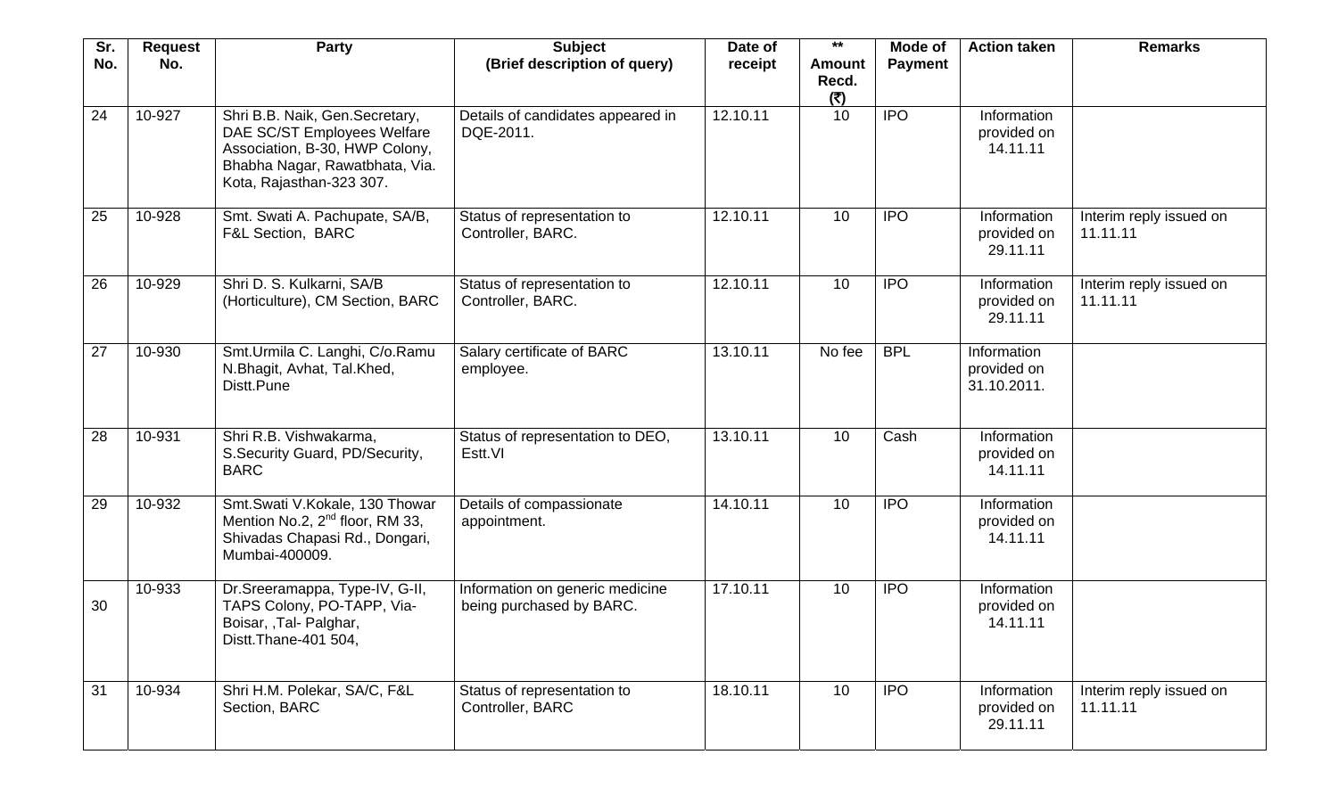| Sr. No. | Request No. | Party | Subject (Brief description of query) | Date of receipt | ** Amount Recd. (₹) | Mode of Payment | Action taken | Remarks |
|---|---|---|---|---|---|---|---|---|
| 24 | 10-927 | Shri B.B. Naik, Gen.Secretary, DAE SC/ST Employees Welfare Association, B-30, HWP Colony, Bhabha Nagar, Rawatbhata, Via. Kota, Rajasthan-323 307. | Details of candidates appeared in DQE-2011. | 12.10.11 | 10 | IPO | Information provided on 14.11.11 | |
| 25 | 10-928 | Smt. Swati A. Pachupate, SA/B, F&L Section, BARC | Status of representation to Controller, BARC. | 12.10.11 | 10 | IPO | Information provided on 29.11.11 | Interim reply issued on 11.11.11 |
| 26 | 10-929 | Shri D. S. Kulkarni, SA/B (Horticulture), CM Section, BARC | Status of representation to Controller, BARC. | 12.10.11 | 10 | IPO | Information provided on 29.11.11 | Interim reply issued on 11.11.11 |
| 27 | 10-930 | Smt.Urmila C. Langhi, C/o.Ramu N.Bhagit, Avhat, Tal.Khed, Distt.Pune | Salary certificate of BARC employee. | 13.10.11 | No fee | BPL | Information provided on 31.10.2011. | |
| 28 | 10-931 | Shri R.B. Vishwakarma, S.Security Guard, PD/Security, BARC | Status of representation to DEO, Estt.VI | 13.10.11 | 10 | Cash | Information provided on 14.11.11 | |
| 29 | 10-932 | Smt.Swati V.Kokale, 130 Thowar Mention No.2, 2nd floor, RM 33, Shivadas Chapasi Rd., Dongari, Mumbai-400009. | Details of compassionate appointment. | 14.10.11 | 10 | IPO | Information provided on 14.11.11 | |
| 30 | 10-933 | Dr.Sreeramappa, Type-IV, G-II, TAPS Colony, PO-TAPP, Via-Boisar, ,Tal- Palghar, Distt.Thane-401 504, | Information on generic medicine being purchased by BARC. | 17.10.11 | 10 | IPO | Information provided on 14.11.11 | |
| 31 | 10-934 | Shri H.M. Polekar, SA/C, F&L Section, BARC | Status of representation to Controller, BARC | 18.10.11 | 10 | IPO | Information provided on 29.11.11 | Interim reply issued on 11.11.11 |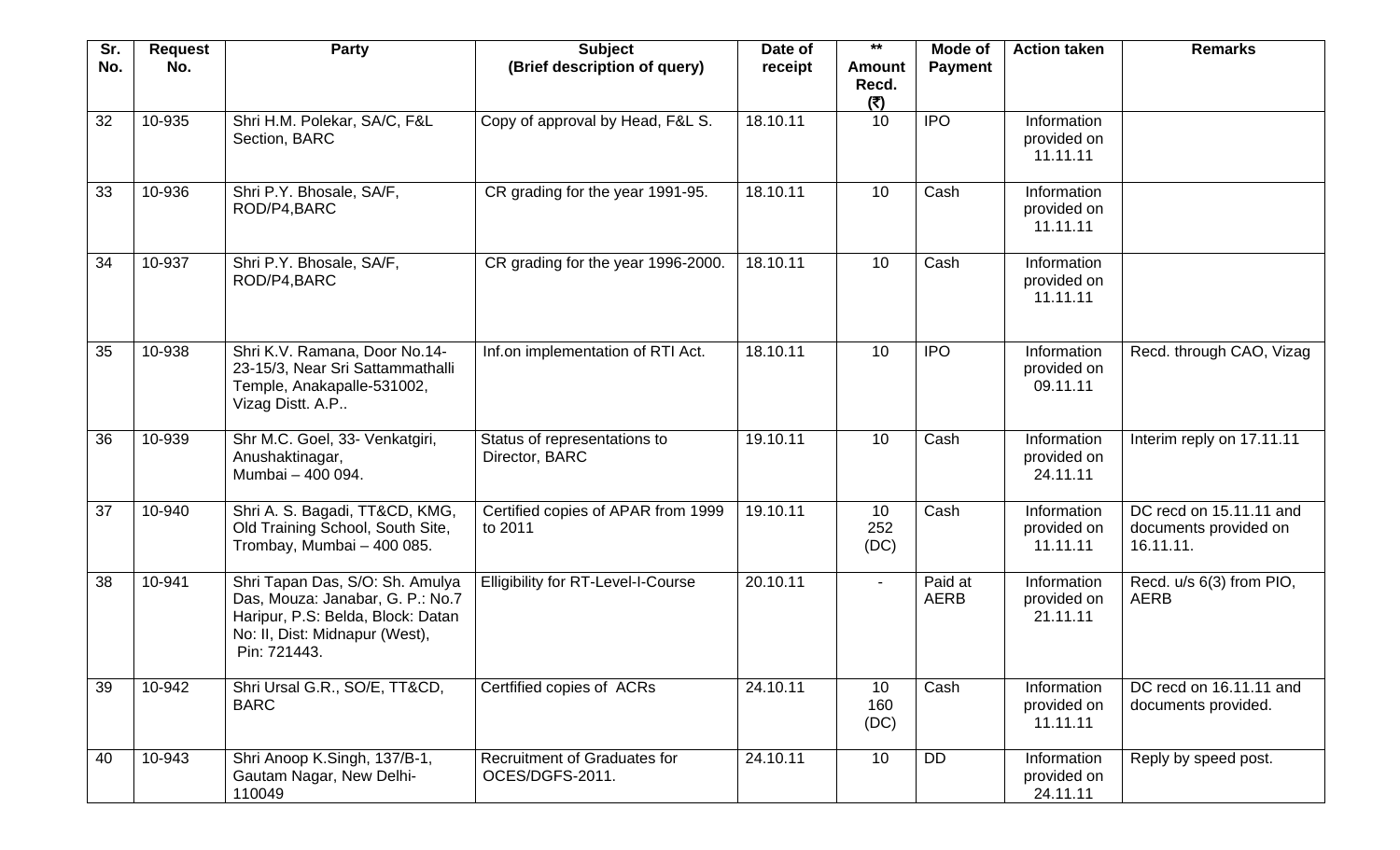| Sr. No. | Request No. | Party | Subject (Brief description of query) | Date of receipt | ** Amount Recd. (₹) | Mode of Payment | Action taken | Remarks |
|---|---|---|---|---|---|---|---|---|
| 32 | 10-935 | Shri H.M. Polekar, SA/C, F&L Section, BARC | Copy of approval by Head, F&L S. | 18.10.11 | 10 | IPO | Information provided on 11.11.11 | |
| 33 | 10-936 | Shri P.Y. Bhosale, SA/F, ROD/P4,BARC | CR grading for the year 1991-95. | 18.10.11 | 10 | Cash | Information provided on 11.11.11 | |
| 34 | 10-937 | Shri P.Y. Bhosale, SA/F, ROD/P4,BARC | CR grading for the year 1996-2000. | 18.10.11 | 10 | Cash | Information provided on 11.11.11 | |
| 35 | 10-938 | Shri K.V. Ramana, Door No.14-23-15/3, Near Sri Sattammathalli Temple, Anakapalle-531002, Vizag Distt. A.P.. | Inf.on implementation of RTI Act. | 18.10.11 | 10 | IPO | Information provided on 09.11.11 | Recd. through CAO, Vizag |
| 36 | 10-939 | Shr M.C. Goel, 33- Venkatgiri, Anushaktinagar, Mumbai – 400 094. | Status of representations to Director, BARC | 19.10.11 | 10 | Cash | Information provided on 24.11.11 | Interim reply on 17.11.11 |
| 37 | 10-940 | Shri A. S. Bagadi, TT&CD, KMG, Old Training School, South Site, Trombay, Mumbai – 400 085. | Certified copies of APAR from 1999 to 2011 | 19.10.11 | 10 252 (DC) | Cash | Information provided on 11.11.11 | DC recd on 15.11.11 and documents provided on 16.11.11. |
| 38 | 10-941 | Shri Tapan Das, S/O: Sh. Amulya Das, Mouza: Janabar, G. P.: No.7 Haripur, P.S: Belda, Block: Datan No: II, Dist: Midnapur (West), Pin: 721443. | Elligibility for RT-Level-I-Course | 20.10.11 | - | Paid at AERB | Information provided on 21.11.11 | Recd. u/s 6(3) from PIO, AERB |
| 39 | 10-942 | Shri Ursal G.R., SO/E, TT&CD, BARC | Certfified copies of ACRs | 24.10.11 | 10 160 (DC) | Cash | Information provided on 11.11.11 | DC recd on 16.11.11 and documents provided. |
| 40 | 10-943 | Shri Anoop K.Singh, 137/B-1, Gautam Nagar, New Delhi-110049 | Recruitment of Graduates for OCES/DGFS-2011. | 24.10.11 | 10 | DD | Information provided on 24.11.11 | Reply by speed post. |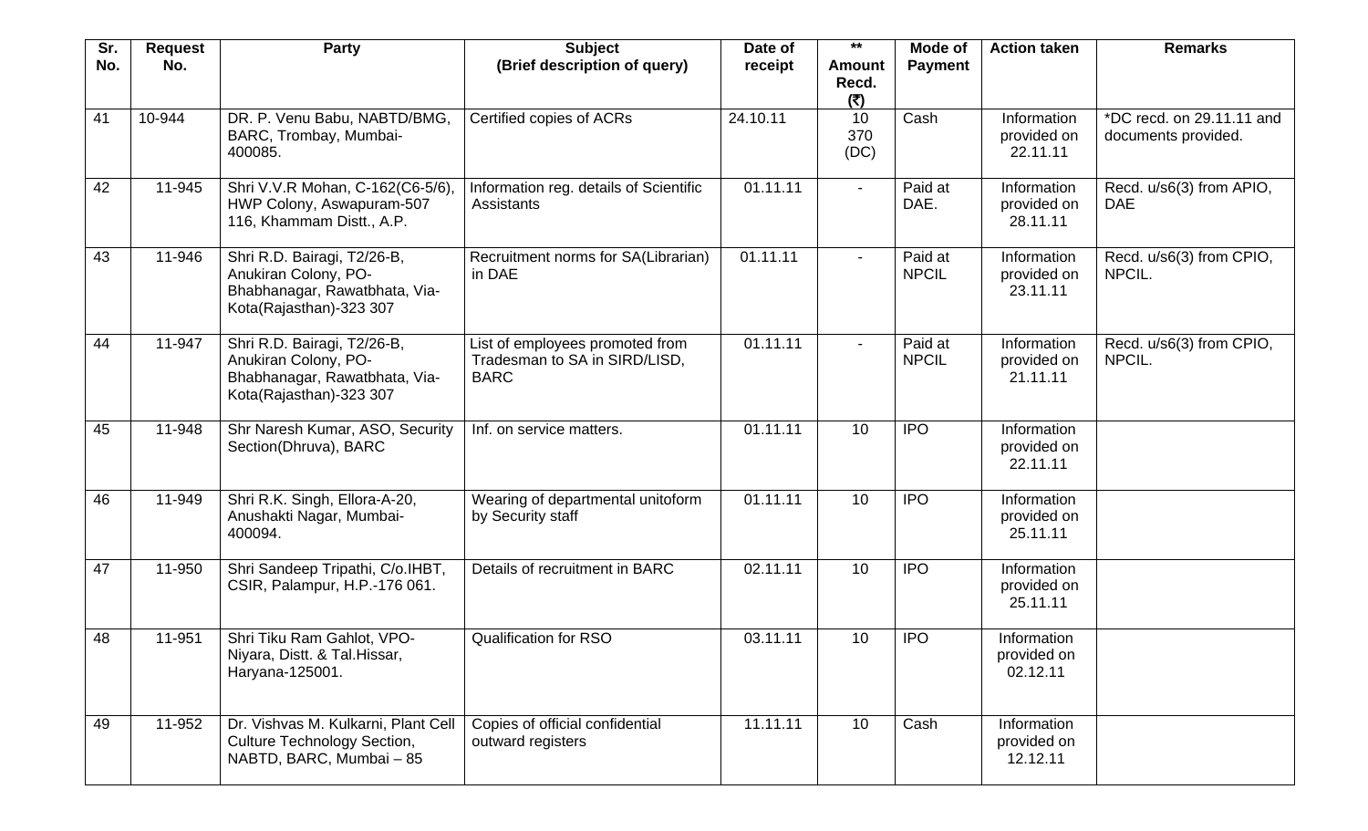| Sr. No. | Request No. | Party | Subject (Brief description of query) | Date of receipt | ** Amount Recd. (₹) | Mode of Payment | Action taken | Remarks |
|---|---|---|---|---|---|---|---|---|
| 41 | 10-944 | DR. P. Venu Babu, NABTD/BMG, BARC, Trombay, Mumbai-400085. | Certified copies of ACRs | 24.10.11 | 10 370 (DC) | Cash | Information provided on 22.11.11 | *DC recd. on 29.11.11 and documents provided. |
| 42 | 11-945 | Shri V.V.R Mohan, C-162(C6-5/6), HWP Colony, Aswapuram-507 116, Khammam Distt., A.P. | Information reg. details of Scientific Assistants | 01.11.11 | - | Paid at DAE. | Information provided on 28.11.11 | Recd. u/s6(3) from APIO, DAE |
| 43 | 11-946 | Shri R.D. Bairagi, T2/26-B, Anukiran Colony, PO-Bhabhanagar, Rawatbhata, Via-Kota(Rajasthan)-323 307 | Recruitment norms for SA(Librarian) in DAE | 01.11.11 | - | Paid at NPCIL | Information provided on 23.11.11 | Recd. u/s6(3) from CPIO, NPCIL. |
| 44 | 11-947 | Shri R.D. Bairagi, T2/26-B, Anukiran Colony, PO-Bhabhanagar, Rawatbhata, Via-Kota(Rajasthan)-323 307 | List of employees promoted from Tradesman to SA in SIRD/LISD, BARC | 01.11.11 | - | Paid at NPCIL | Information provided on 21.11.11 | Recd. u/s6(3) from CPIO, NPCIL. |
| 45 | 11-948 | Shr Naresh Kumar, ASO, Security Section(Dhruva), BARC | Inf. on service matters. | 01.11.11 | 10 | IPO | Information provided on 22.11.11 | |
| 46 | 11-949 | Shri R.K. Singh, Ellora-A-20, Anushakti Nagar, Mumbai-400094. | Wearing of departmental unitoform by Security staff | 01.11.11 | 10 | IPO | Information provided on 25.11.11 | |
| 47 | 11-950 | Shri Sandeep Tripathi, C/o.IHBT, CSIR, Palampur, H.P.-176 061. | Details of recruitment in BARC | 02.11.11 | 10 | IPO | Information provided on 25.11.11 | |
| 48 | 11-951 | Shri Tiku Ram Gahlot, VPO-Niyara, Distt. & Tal.Hissar, Haryana-125001. | Qualification for RSO | 03.11.11 | 10 | IPO | Information provided on 02.12.11 | |
| 49 | 11-952 | Dr. Vishvas M. Kulkarni, Plant Cell Culture Technology Section, NABTD, BARC, Mumbai – 85 | Copies of official confidential outward registers | 11.11.11 | 10 | Cash | Information provided on 12.12.11 | |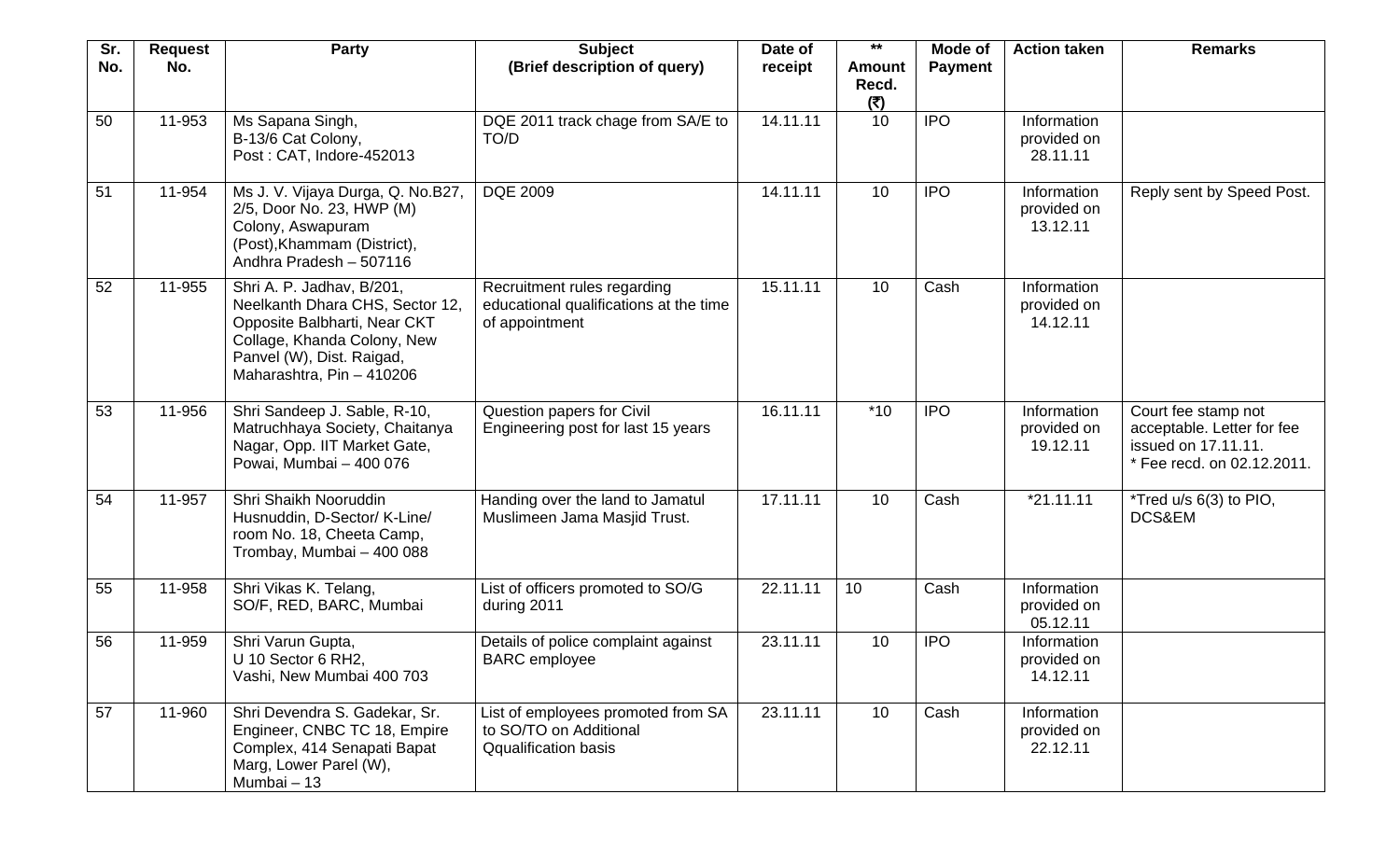| Sr. No. | Request No. | Party | Subject (Brief description of query) | Date of receipt | ** Amount Recd. (₹) | Mode of Payment | Action taken | Remarks |
|---|---|---|---|---|---|---|---|---|
| 50 | 11-953 | Ms Sapana Singh, B-13/6 Cat Colony, Post : CAT, Indore-452013 | DQE 2011 track chage from SA/E to TO/D | 14.11.11 | 10 | IPO | Information provided on 28.11.11 | |
| 51 | 11-954 | Ms J. V. Vijaya Durga, Q. No.B27, 2/5, Door No. 23, HWP (M) Colony, Aswapuram (Post),Khammam (District), Andhra Pradesh – 507116 | DQE 2009 | 14.11.11 | 10 | IPO | Information provided on 13.12.11 | Reply sent by Speed Post. |
| 52 | 11-955 | Shri A. P. Jadhav, B/201, Neelkanth Dhara CHS, Sector 12, Opposite Balbharti, Near CKT Collage, Khanda Colony, New Panvel (W), Dist. Raigad, Maharashtra, Pin – 410206 | Recruitment rules regarding educational qualifications at the time of appointment | 15.11.11 | 10 | Cash | Information provided on 14.12.11 | |
| 53 | 11-956 | Shri Sandeep J. Sable, R-10, Matruchhaya Society, Chaitanya Nagar, Opp. IIT Market Gate, Powai, Mumbai – 400 076 | Question papers for Civil Engineering post for last 15 years | 16.11.11 | *10 | IPO | Information provided on 19.12.11 | Court fee stamp not acceptable. Letter for fee issued on 17.11.11. * Fee recd. on 02.12.2011. |
| 54 | 11-957 | Shri Shaikh Nooruddin Husnuddin, D-Sector/ K-Line/ room No. 18, Cheeta Camp, Trombay, Mumbai – 400 088 | Handing over the land to Jamatul Muslimeen Jama Masjid Trust. | 17.11.11 | 10 | Cash | *21.11.11 | *Tred u/s 6(3) to PIO, DCS&EM |
| 55 | 11-958 | Shri Vikas K. Telang, SO/F, RED, BARC, Mumbai | List of officers promoted to SO/G during 2011 | 22.11.11 | 10 | Cash | Information provided on 05.12.11 | |
| 56 | 11-959 | Shri Varun Gupta, U 10 Sector 6 RH2, Vashi, New Mumbai 400 703 | Details of police complaint against BARC employee | 23.11.11 | 10 | IPO | Information provided on 14.12.11 | |
| 57 | 11-960 | Shri Devendra S. Gadekar, Sr. Engineer, CNBC TC 18, Empire Complex, 414 Senapati Bapat Marg, Lower Parel (W), Mumbai – 13 | List of employees promoted from SA to SO/TO on Additional Qqualification basis | 23.11.11 | 10 | Cash | Information provided on 22.12.11 | |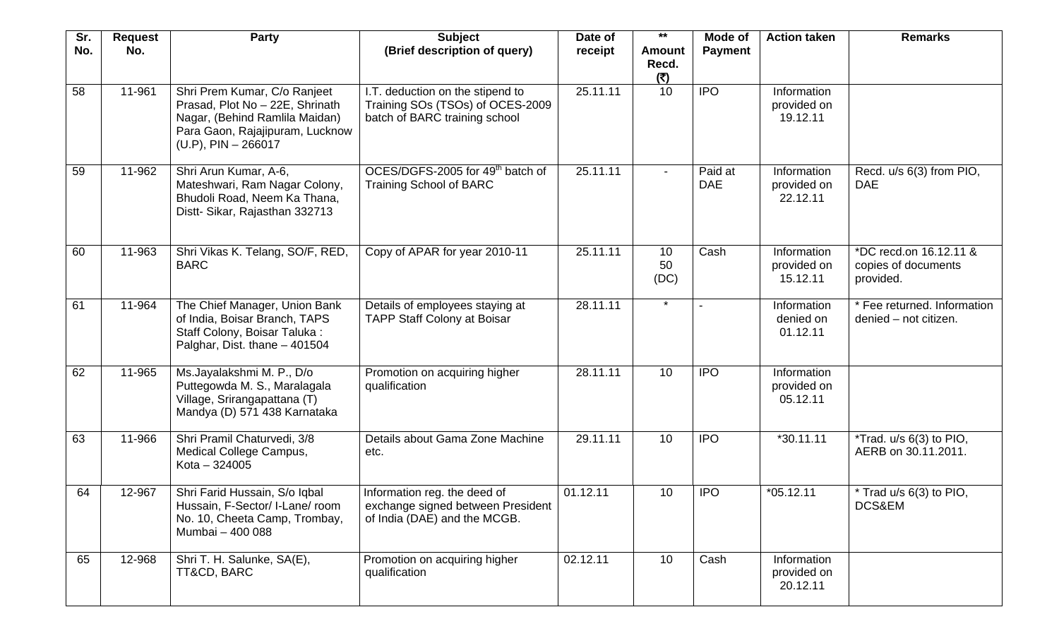| Sr. No. | Request No. | Party | Subject (Brief description of query) | Date of receipt | ** Amount Recd. (₹) | Mode of Payment | Action taken | Remarks |
|---|---|---|---|---|---|---|---|---|
| 58 | 11-961 | Shri Prem Kumar, C/o Ranjeet Prasad, Plot No – 22E, Shrinath Nagar, (Behind Ramlila Maidan) Para Gaon, Rajajipuram, Lucknow (U.P), PIN – 266017 | I.T. deduction on the stipend to Training SOs (TSOs) of OCES-2009 batch of BARC training school | 25.11.11 | 10 | IPO | Information provided on 19.12.11 | |
| 59 | 11-962 | Shri Arun Kumar, A-6, Mateshwari, Ram Nagar Colony, Bhudoli Road, Neem Ka Thana, Distt- Sikar, Rajasthan 332713 | OCES/DGFS-2005 for 49th batch of Training School of BARC | 25.11.11 | - | Paid at DAE | Information provided on 22.12.11 | Recd. u/s 6(3) from PIO, DAE |
| 60 | 11-963 | Shri Vikas K. Telang, SO/F, RED, BARC | Copy of APAR for year 2010-11 | 25.11.11 | 10 50 (DC) | Cash | Information provided on 15.12.11 | *DC recd.on 16.12.11 & copies of documents provided. |
| 61 | 11-964 | The Chief Manager, Union Bank of India, Boisar Branch, TAPS Staff Colony, Boisar Taluka : Palghar, Dist. thane – 401504 | Details of employees staying at TAPP Staff Colony at Boisar | 28.11.11 | * | - | Information denied on 01.12.11 | * Fee returned. Information denied – not citizen. |
| 62 | 11-965 | Ms.Jayalakshmi M. P., D/o Puttegowda M. S., Maralagala Village, Srirangapattana (T) Mandya (D) 571 438 Karnataka | Promotion on acquiring higher qualification | 28.11.11 | 10 | IPO | Information provided on 05.12.11 | |
| 63 | 11-966 | Shri Pramil Chaturvedi, 3/8 Medical College Campus, Kota – 324005 | Details about Gama Zone Machine etc. | 29.11.11 | 10 | IPO | *30.11.11 | *Trad. u/s 6(3) to PIO, AERB on 30.11.2011. |
| 64 | 12-967 | Shri Farid Hussain, S/o Iqbal Hussain, F-Sector/ I-Lane/ room No. 10, Cheeta Camp, Trombay, Mumbai – 400 088 | Information reg. the deed of exchange signed between President of India (DAE) and the MCGB. | 01.12.11 | 10 | IPO | *05.12.11 | * Trad u/s 6(3) to PIO, DCS&EM |
| 65 | 12-968 | Shri T. H. Salunke, SA(E), TT&CD, BARC | Promotion on acquiring higher qualification | 02.12.11 | 10 | Cash | Information provided on 20.12.11 | |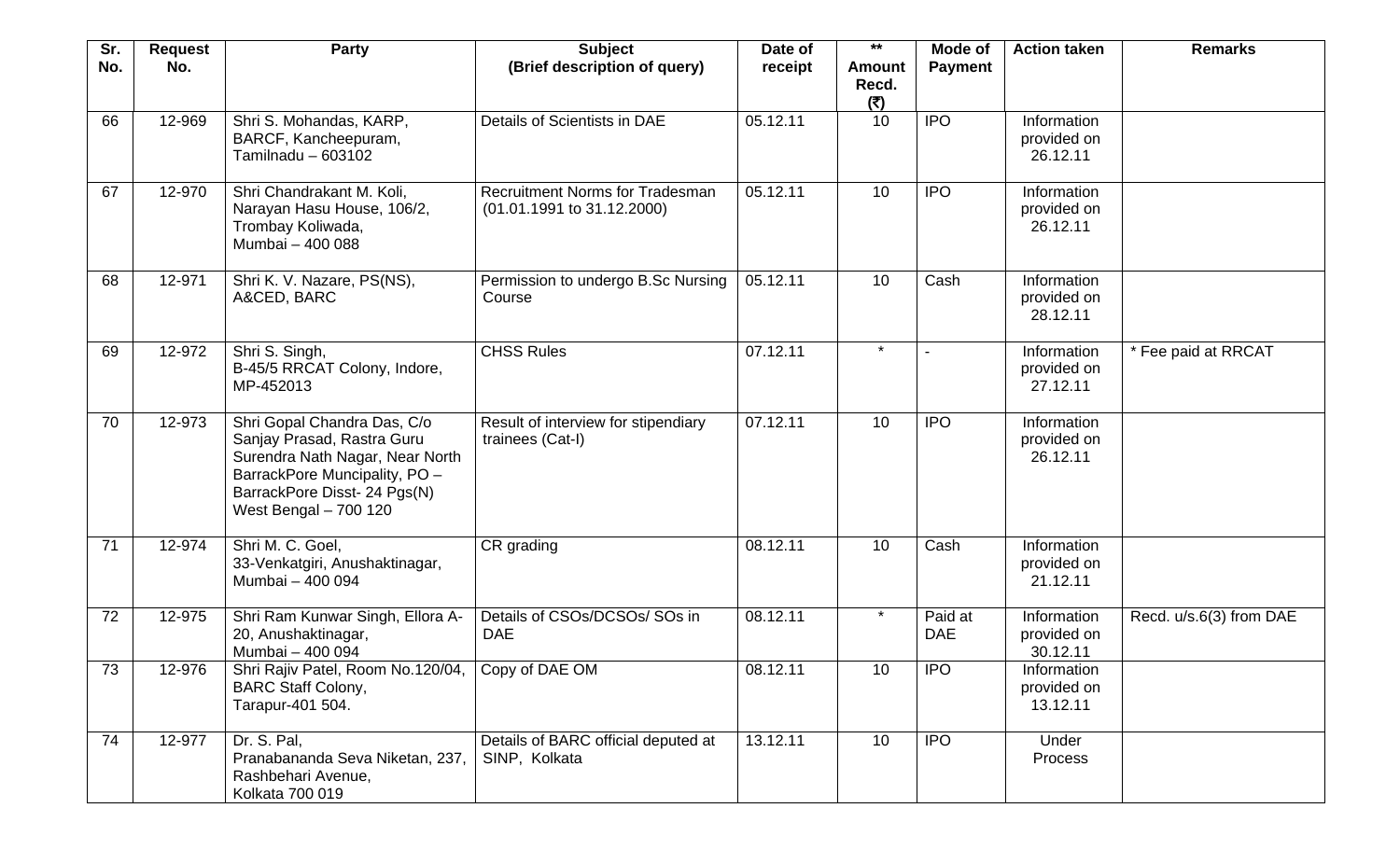| Sr. No. | Request No. | Party | Subject (Brief description of query) | Date of receipt | ** Amount Recd. (₹) | Mode of Payment | Action taken | Remarks |
|---|---|---|---|---|---|---|---|---|
| 66 | 12-969 | Shri S. Mohandas, KARP, BARCF, Kancheepuram, Tamilnadu – 603102 | Details of Scientists in DAE | 05.12.11 | 10 | IPO | Information provided on 26.12.11 | |
| 67 | 12-970 | Shri Chandrakant M. Koli, Narayan Hasu House, 106/2, Trombay Koliwada, Mumbai – 400 088 | Recruitment Norms for Tradesman (01.01.1991 to 31.12.2000) | 05.12.11 | 10 | IPO | Information provided on 26.12.11 | |
| 68 | 12-971 | Shri K. V. Nazare, PS(NS), A&CED, BARC | Permission to undergo B.Sc Nursing Course | 05.12.11 | 10 | Cash | Information provided on 28.12.11 | |
| 69 | 12-972 | Shri S. Singh, B-45/5 RRCAT Colony, Indore, MP-452013 | CHSS Rules | 07.12.11 | * | - | Information provided on 27.12.11 | * Fee paid at RRCAT |
| 70 | 12-973 | Shri Gopal Chandra Das, C/o Sanjay Prasad, Rastra Guru Surendra Nath Nagar, Near North BarrackPore Muncipality, PO – BarrackPore Disst- 24 Pgs(N) West Bengal – 700 120 | Result of interview for stipendiary trainees (Cat-I) | 07.12.11 | 10 | IPO | Information provided on 26.12.11 | |
| 71 | 12-974 | Shri M. C. Goel, 33-Venkatgiri, Anushaktinagar, Mumbai – 400 094 | CR grading | 08.12.11 | 10 | Cash | Information provided on 21.12.11 | |
| 72 | 12-975 | Shri Ram Kunwar Singh, Ellora A-20, Anushaktinagar, Mumbai – 400 094 | Details of CSOs/DCSOs/ SOs in DAE | 08.12.11 | * | Paid at DAE | Information provided on 30.12.11 | Recd. u/s.6(3) from DAE |
| 73 | 12-976 | Shri Rajiv Patel, Room No.120/04, BARC Staff Colony, Tarapur-401 504. | Copy of DAE OM | 08.12.11 | 10 | IPO | Information provided on 13.12.11 | |
| 74 | 12-977 | Dr. S. Pal, Pranabananda Seva Niketan, 237, Rashbehari Avenue, Kolkata 700 019 | Details of BARC official deputed at SINP, Kolkata | 13.12.11 | 10 | IPO | Under Process | |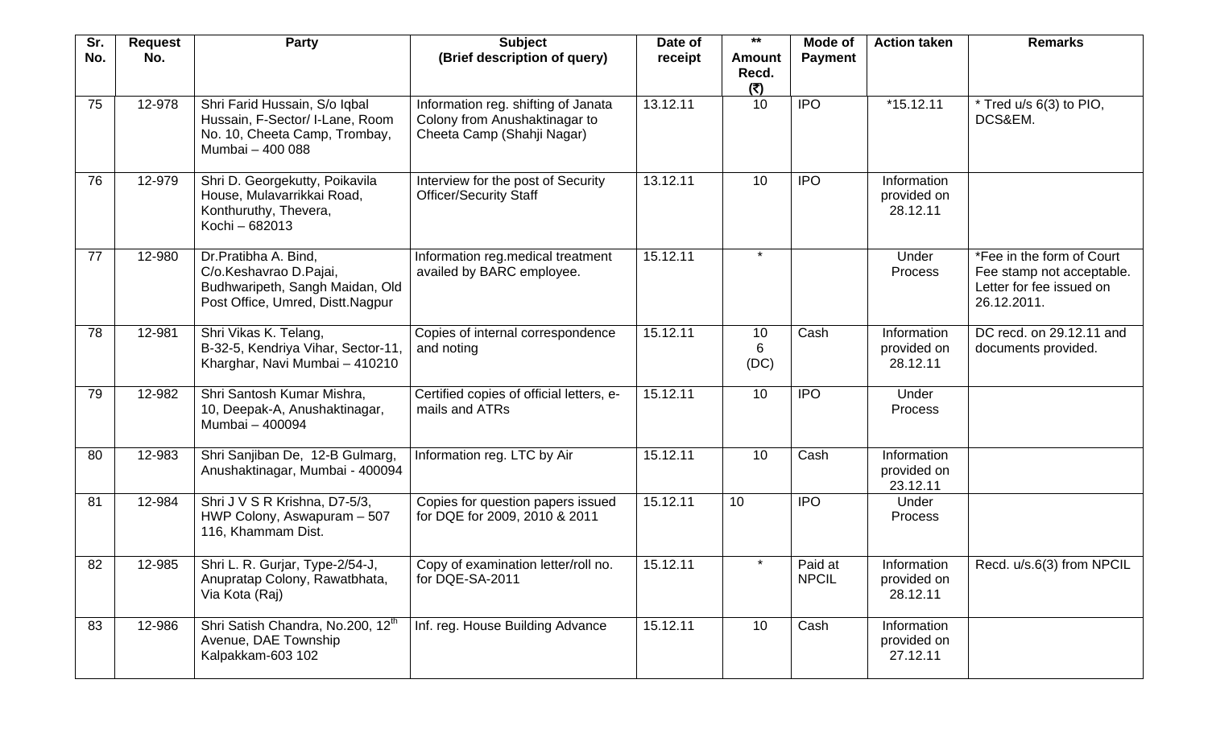| Sr. No. | Request No. | Party | Subject (Brief description of query) | Date of receipt | ** Amount Recd. (₹) | Mode of Payment | Action taken | Remarks |
|---|---|---|---|---|---|---|---|---|
| 75 | 12-978 | Shri Farid Hussain, S/o Iqbal Hussain, F-Sector/ I-Lane, Room No. 10, Cheeta Camp, Trombay, Mumbai – 400 088 | Information reg. shifting of Janata Colony from Anushaktinagar to Cheeta Camp (Shahji Nagar) | 13.12.11 | 10 | IPO | *15.12.11 | * Tred u/s 6(3) to PIO, DCS&EM. |
| 76 | 12-979 | Shri D. Georgekutty, Poikavila House, Mulavarrikkai Road, Konthuruthy, Thevera, Kochi – 682013 | Interview for the post of Security Officer/Security Staff | 13.12.11 | 10 | IPO | Information provided on 28.12.11 | |
| 77 | 12-980 | Dr.Pratibha A. Bind, C/o.Keshavrao D.Pajai, Budhwaripeth, Sangh Maidan, Old Post Office, Umred, Distt.Nagpur | Information reg.medical treatment availed by BARC employee. | 15.12.11 | * | | Under Process | *Fee in the form of Court Fee stamp not acceptable. Letter for fee issued on 26.12.2011. |
| 78 | 12-981 | Shri Vikas K. Telang, B-32-5, Kendriya Vihar, Sector-11, Kharghar, Navi Mumbai – 410210 | Copies of internal correspondence and noting | 15.12.11 | 10 6 (DC) | Cash | Information provided on 28.12.11 | DC recd. on 29.12.11 and documents provided. |
| 79 | 12-982 | Shri Santosh Kumar Mishra, 10, Deepak-A, Anushaktinagar, Mumbai – 400094 | Certified copies of official letters, e-mails and ATRs | 15.12.11 | 10 | IPO | Under Process | |
| 80 | 12-983 | Shri Sanjiban De, 12-B Gulmarg, Anushaktinagar, Mumbai - 400094 | Information reg. LTC by Air | 15.12.11 | 10 | Cash | Information provided on 23.12.11 | |
| 81 | 12-984 | Shri J V S R Krishna, D7-5/3, HWP Colony, Aswapuram – 507 116, Khammam Dist. | Copies for question papers issued for DQE for 2009, 2010 & 2011 | 15.12.11 | 10 | IPO | Under Process | |
| 82 | 12-985 | Shri L. R. Gurjar, Type-2/54-J, Anupratap Colony, Rawatbhata, Via Kota (Raj) | Copy of examination letter/roll no. for DQE-SA-2011 | 15.12.11 | * | Paid at NPCIL | Information provided on 28.12.11 | Recd. u/s.6(3) from NPCIL |
| 83 | 12-986 | Shri Satish Chandra, No.200, 12th Avenue, DAE Township Kalpakkam-603 102 | Inf. reg. House Building Advance | 15.12.11 | 10 | Cash | Information provided on 27.12.11 | |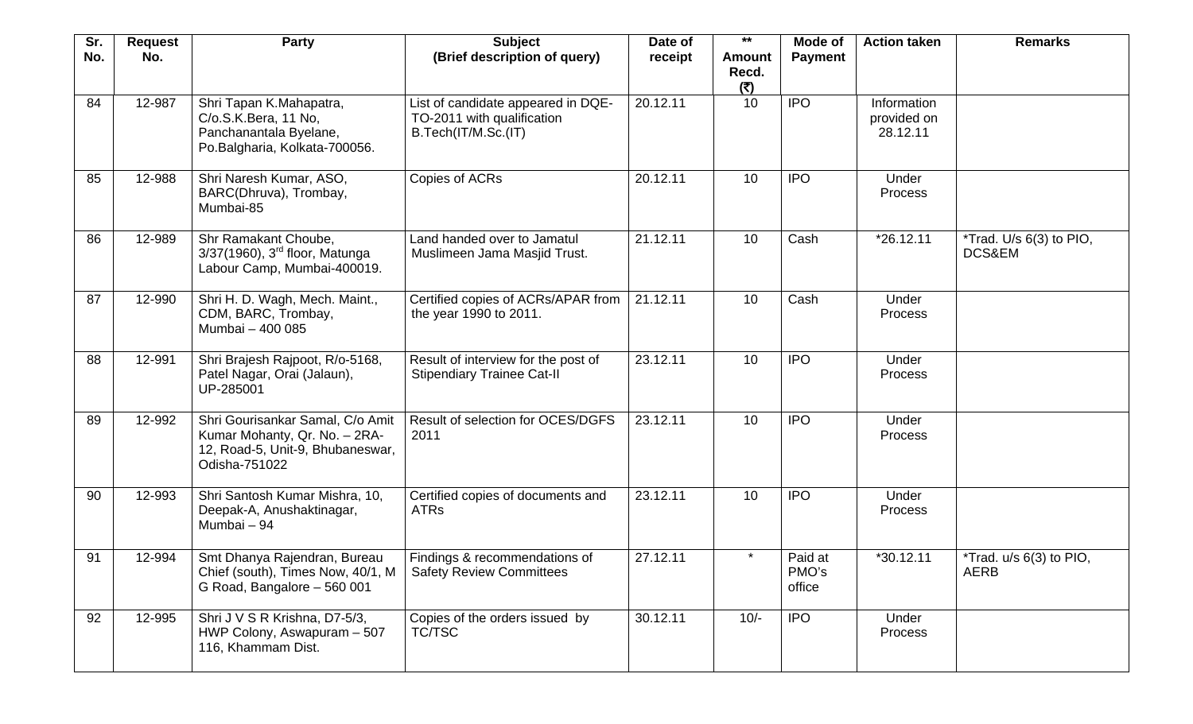| Sr. No. | Request No. | Party | Subject (Brief description of query) | Date of receipt | ** Amount Recd. (₹) | Mode of Payment | Action taken | Remarks |
|---|---|---|---|---|---|---|---|---|
| 84 | 12-987 | Shri Tapan K.Mahapatra, C/o.S.K.Bera, 11 No, Panchanantala Byelane, Po.Balgharia, Kolkata-700056. | List of candidate appeared in DQE-TO-2011 with qualification B.Tech(IT/M.Sc.(IT) | 20.12.11 | 10 | IPO | Information provided on 28.12.11 | |
| 85 | 12-988 | Shri Naresh Kumar, ASO, BARC(Dhruva), Trombay, Mumbai-85 | Copies of ACRs | 20.12.11 | 10 | IPO | Under Process | |
| 86 | 12-989 | Shr Ramakant Choube, 3/37(1960), 3rd floor, Matunga Labour Camp, Mumbai-400019. | Land handed over to Jamatul Muslimeen Jama Masjid Trust. | 21.12.11 | 10 | Cash | *26.12.11 | *Trad. U/s 6(3) to PIO, DCS&EM |
| 87 | 12-990 | Shri H. D. Wagh, Mech. Maint., CDM, BARC, Trombay, Mumbai – 400 085 | Certified copies of ACRs/APAR from the year 1990 to 2011. | 21.12.11 | 10 | Cash | Under Process | |
| 88 | 12-991 | Shri Brajesh Rajpoot, R/o-5168, Patel Nagar, Orai (Jalaun), UP-285001 | Result of interview for the post of Stipendiary Trainee Cat-II | 23.12.11 | 10 | IPO | Under Process | |
| 89 | 12-992 | Shri Gourisankar Samal, C/o Amit Kumar Mohanty, Qr. No. – 2RA-12, Road-5, Unit-9, Bhubaneswar, Odisha-751022 | Result of selection for OCES/DGFS 2011 | 23.12.11 | 10 | IPO | Under Process | |
| 90 | 12-993 | Shri Santosh Kumar Mishra, 10, Deepak-A, Anushaktinagar, Mumbai – 94 | Certified copies of documents and ATRs | 23.12.11 | 10 | IPO | Under Process | |
| 91 | 12-994 | Smt Dhanya Rajendran, Bureau Chief (south), Times Now, 40/1, M G Road, Bangalore – 560 001 | Findings & recommendations of Safety Review Committees | 27.12.11 | * | Paid at PMO's office | *30.12.11 | *Trad. u/s 6(3) to PIO, AERB |
| 92 | 12-995 | Shri J V S R Krishna, D7-5/3, HWP Colony, Aswapuram – 507 116, Khammam Dist. | Copies of the orders issued by TC/TSC | 30.12.11 | 10/- | IPO | Under Process | |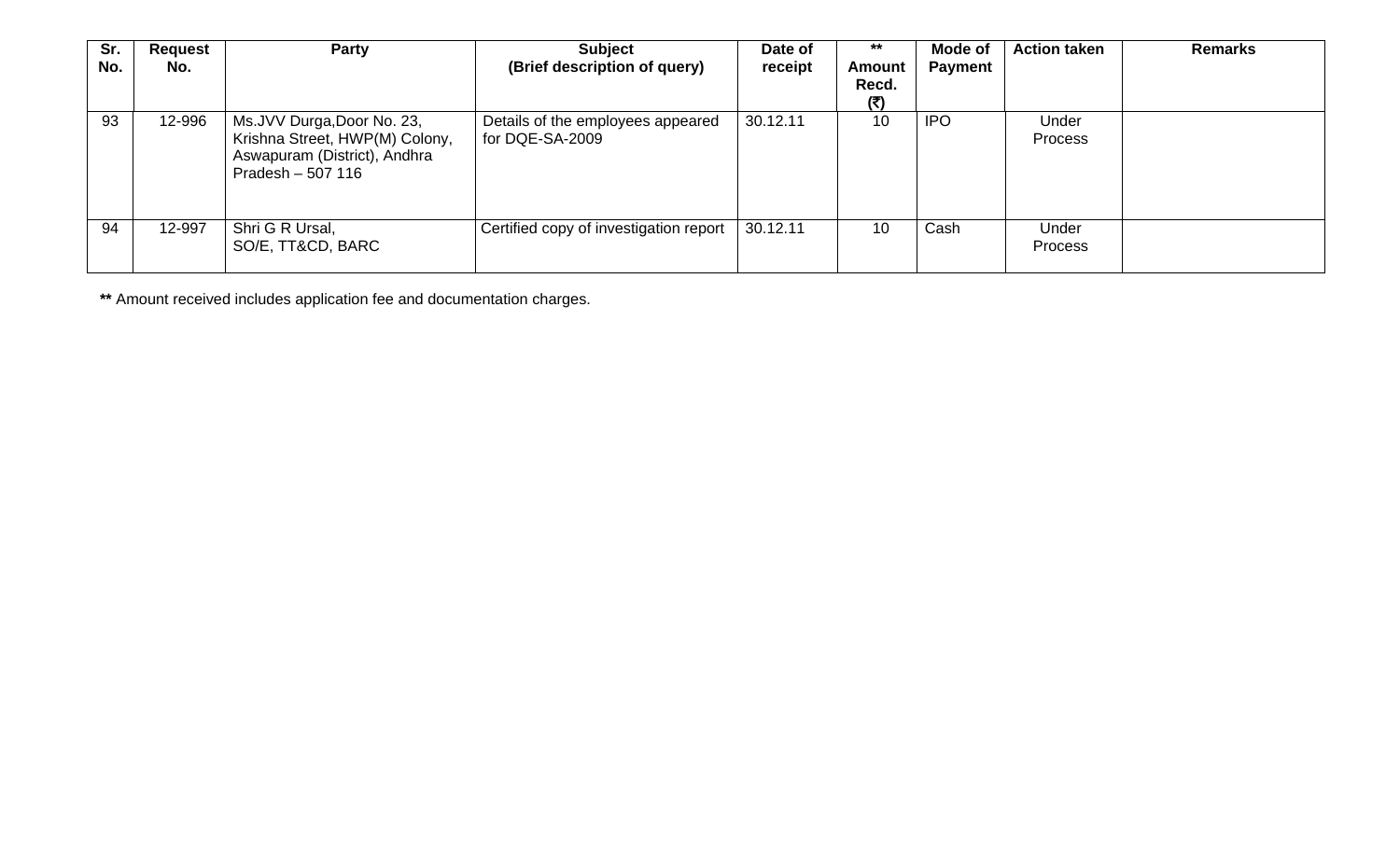| Sr. No. | Request No. | Party | Subject (Brief description of query) | Date of receipt | ** Amount Recd. (₹) | Mode of Payment | Action taken | Remarks |
|---|---|---|---|---|---|---|---|---|
| 93 | 12-996 | Ms.JVV Durga,Door No. 23, Krishna Street, HWP(M) Colony, Aswapuram (District), Andhra Pradesh – 507 116 | Details of the employees appeared for DQE-SA-2009 | 30.12.11 | 10 | IPO | Under Process | |
| 94 | 12-997 | Shri G R Ursal, SO/E, TT&CD, BARC | Certified copy of investigation report | 30.12.11 | 10 | Cash | Under Process | |

**\*\*** Amount received includes application fee and documentation charges.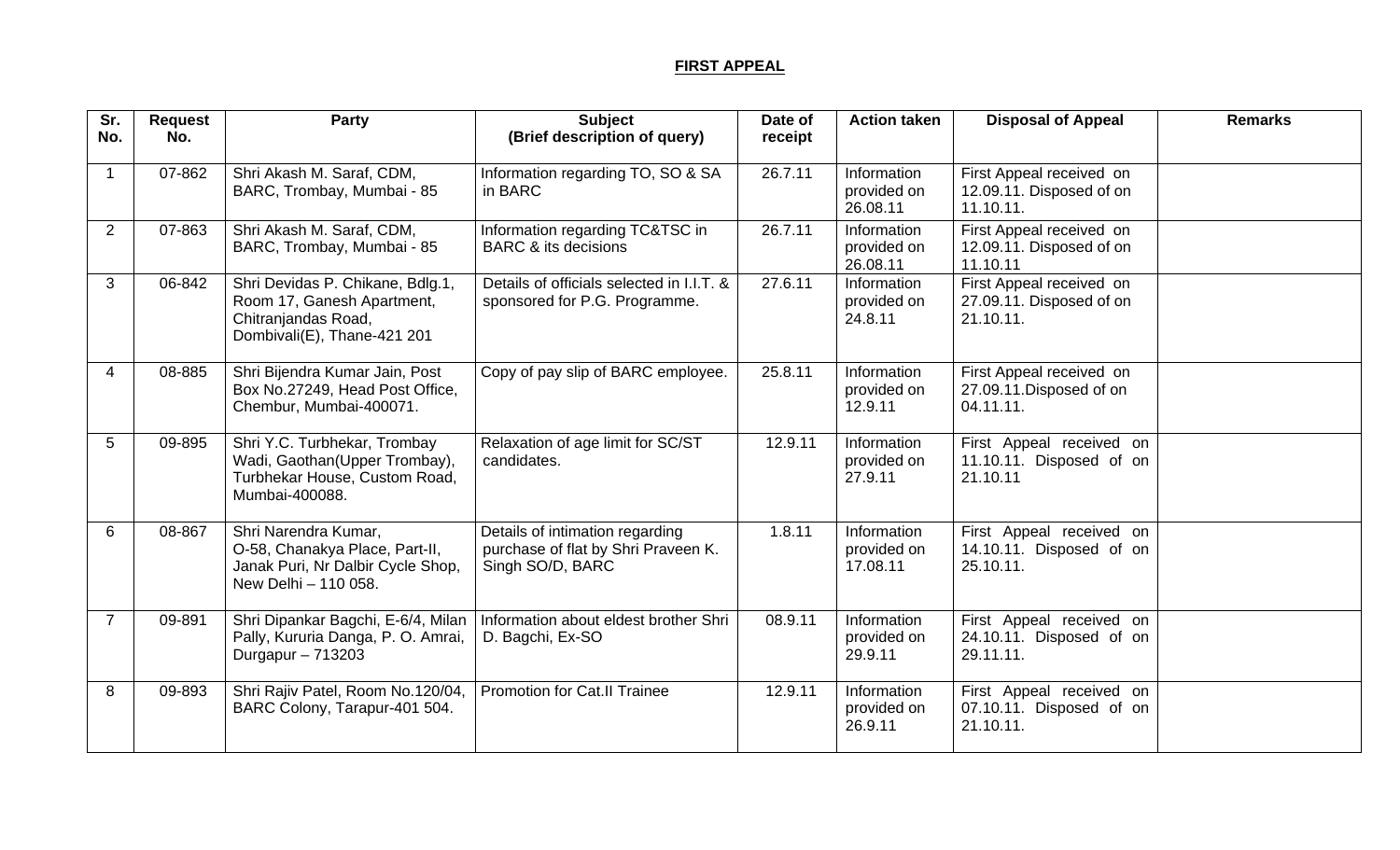## FIRST APPEAL

| Sr. No. | Request No. | Party | Subject (Brief description of query) | Date of receipt | Action taken | Disposal of Appeal | Remarks |
|---|---|---|---|---|---|---|---|
| 1 | 07-862 | Shri Akash M. Saraf, CDM, BARC, Trombay, Mumbai - 85 | Information regarding TO, SO & SA in BARC | 26.7.11 | Information provided on 26.08.11 | First Appeal received on 12.09.11. Disposed of on 11.10.11. | |
| 2 | 07-863 | Shri Akash M. Saraf, CDM, BARC, Trombay, Mumbai - 85 | Information regarding TC&TSC in BARC & its decisions | 26.7.11 | Information provided on 26.08.11 | First Appeal received on 12.09.11. Disposed of on 11.10.11 | |
| 3 | 06-842 | Shri Devidas P. Chikane, Bdlg.1, Room 17, Ganesh Apartment, Chitranjandas Road, Dombivali(E), Thane-421 201 | Details of officials selected in I.I.T. & sponsored for P.G. Programme. | 27.6.11 | Information provided on 24.8.11 | First Appeal received on 27.09.11. Disposed of on 21.10.11. | |
| 4 | 08-885 | Shri Bijendra Kumar Jain, Post Box No.27249, Head Post Office, Chembur, Mumbai-400071. | Copy of pay slip of BARC employee. | 25.8.11 | Information provided on 12.9.11 | First Appeal received on 27.09.11.Disposed of on 04.11.11. | |
| 5 | 09-895 | Shri Y.C. Turbhekar, Trombay Wadi, Gaothan(Upper Trombay), Turbhekar House, Custom Road, Mumbai-400088. | Relaxation of age limit for SC/ST candidates. | 12.9.11 | Information provided on 27.9.11 | First Appeal received on 11.10.11. Disposed of on 21.10.11 | |
| 6 | 08-867 | Shri Narendra Kumar, O-58, Chanakya Place, Part-II, Janak Puri, Nr Dalbir Cycle Shop, New Delhi – 110 058. | Details of intimation regarding purchase of flat by Shri Praveen K. Singh SO/D, BARC | 1.8.11 | Information provided on 17.08.11 | First Appeal received on 14.10.11. Disposed of on 25.10.11. | |
| 7 | 09-891 | Shri Dipankar Bagchi, E-6/4, Milan Pally, Kururia Danga, P. O. Amrai, Durgapur – 713203 | Information about eldest brother Shri D. Bagchi, Ex-SO | 08.9.11 | Information provided on 29.9.11 | First Appeal received on 24.10.11. Disposed of on 29.11.11. | |
| 8 | 09-893 | Shri Rajiv Patel, Room No.120/04, BARC Colony, Tarapur-401 504. | Promotion for Cat.II Trainee | 12.9.11 | Information provided on 26.9.11 | First Appeal received on 07.10.11. Disposed of on 21.10.11. | |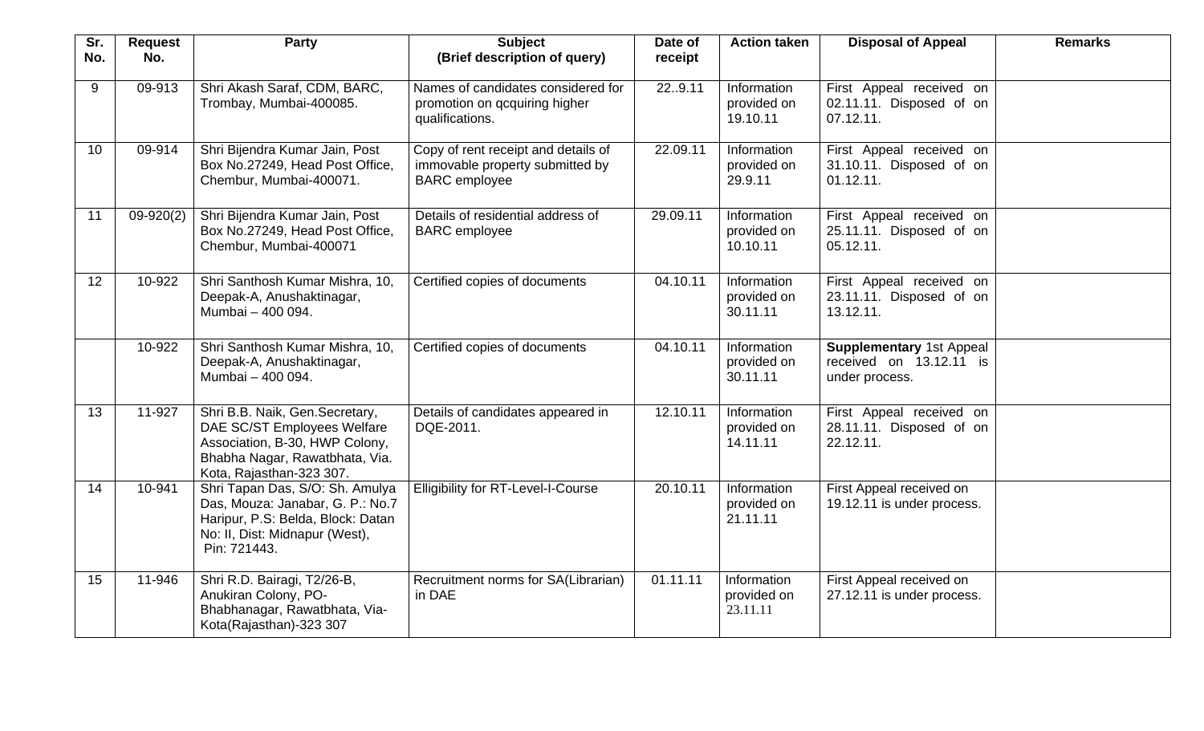| Sr. No. | Request No. | Party | Subject (Brief description of query) | Date of receipt | Action taken | Disposal of Appeal | Remarks |
|---|---|---|---|---|---|---|---|
| 9 | 09-913 | Shri Akash Saraf, CDM, BARC, Trombay, Mumbai-400085. | Names of candidates considered for promotion on qcquiring higher qualifications. | 22..9.11 | Information provided on 19.10.11 | First Appeal received on 02.11.11. Disposed of on 07.12.11. | |
| 10 | 09-914 | Shri Bijendra Kumar Jain, Post Box No.27249, Head Post Office, Chembur, Mumbai-400071. | Copy of rent receipt and details of immovable property submitted by BARC employee | 22.09.11 | Information provided on 29.9.11 | First Appeal received on 31.10.11. Disposed of on 01.12.11. | |
| 11 | 09-920(2) | Shri Bijendra Kumar Jain, Post Box No.27249, Head Post Office, Chembur, Mumbai-400071 | Details of residential address of BARC employee | 29.09.11 | Information provided on 10.10.11 | First Appeal received on 25.11.11. Disposed of on 05.12.11. | |
| 12 | 10-922 | Shri Santhosh Kumar Mishra, 10, Deepak-A, Anushaktinagar, Mumbai – 400 094. | Certified copies of documents | 04.10.11 | Information provided on 30.11.11 | First Appeal received on 23.11.11. Disposed of on 13.12.11. | |
| | 10-922 | Shri Santhosh Kumar Mishra, 10, Deepak-A, Anushaktinagar, Mumbai – 400 094. | Certified copies of documents | 04.10.11 | Information provided on 30.11.11 | **Supplementary** 1st Appeal received on 13.12.11 is under process. | |
| 13 | 11-927 | Shri B.B. Naik, Gen.Secretary, DAE SC/ST Employees Welfare Association, B-30, HWP Colony, Bhabha Nagar, Rawatbhata, Via. Kota, Rajasthan-323 307. | Details of candidates appeared in DQE-2011. | 12.10.11 | Information provided on 14.11.11 | First Appeal received on 28.11.11. Disposed of on 22.12.11. | |
| 14 | 10-941 | Shri Tapan Das, S/O: Sh. Amulya Das, Mouza: Janabar, G. P.: No.7 Haripur, P.S: Belda, Block: Datan No: II, Dist: Midnapur (West), Pin: 721443. | Elligibility for RT-Level-I-Course | 20.10.11 | Information provided on 21.11.11 | First Appeal received on 19.12.11 is under process. | |
| 15 | 11-946 | Shri R.D. Bairagi, T2/26-B, Anukiran Colony, PO-Bhabhanagar, Rawatbhata, Via-Kota(Rajasthan)-323 307 | Recruitment norms for SA(Librarian) in DAE | 01.11.11 | Information provided on 23.11.11 | First Appeal received on 27.12.11 is under process. | |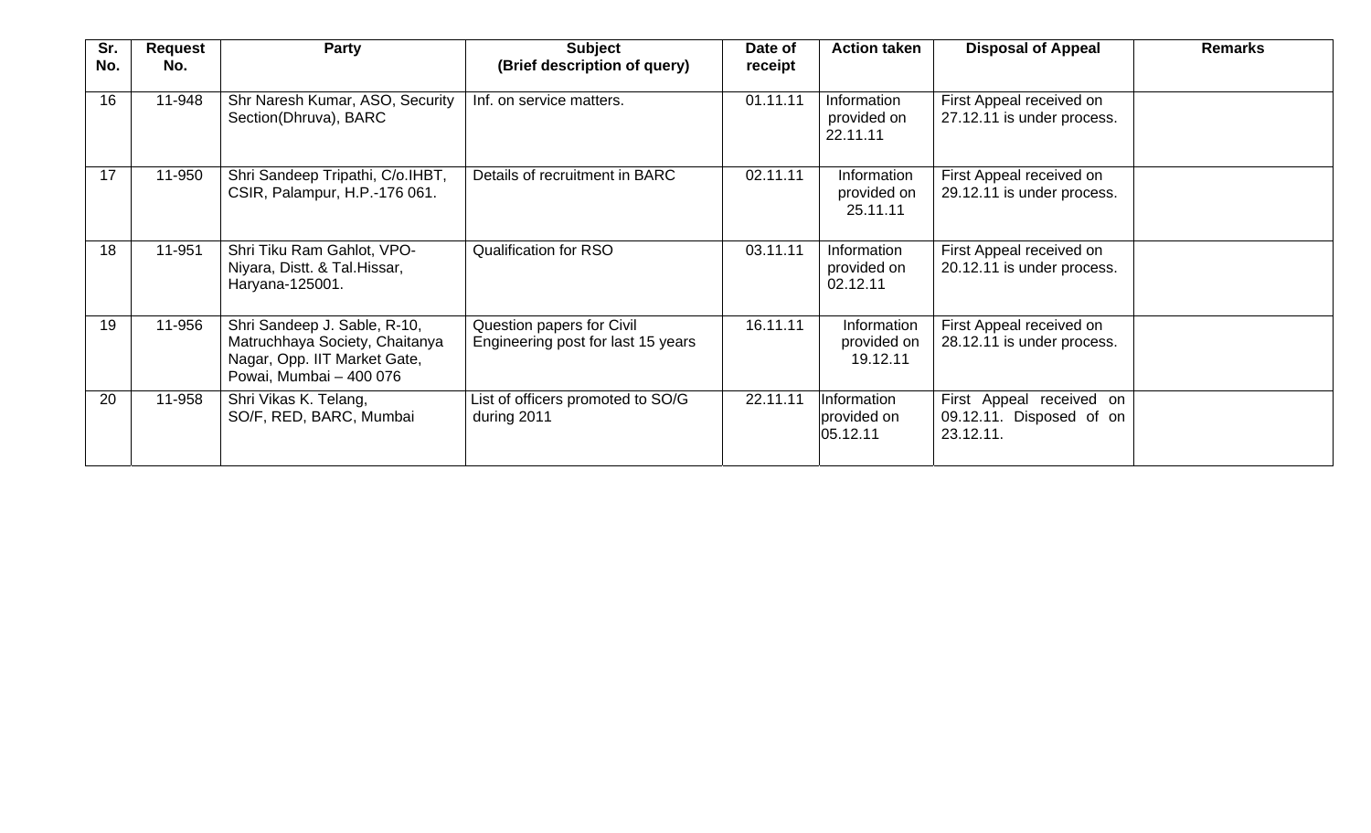| Sr. No. | Request No. | Party | Subject (Brief description of query) | Date of receipt | Action taken | Disposal of Appeal | Remarks |
|---|---|---|---|---|---|---|---|
| 16 | 11-948 | Shr Naresh Kumar, ASO, Security Section(Dhruva), BARC | Inf. on service matters. | 01.11.11 | Information provided on 22.11.11 | First Appeal received on 27.12.11 is under process. | |
| 17 | 11-950 | Shri Sandeep Tripathi, C/o.IHBT, CSIR, Palampur, H.P.-176 061. | Details of recruitment in BARC | 02.11.11 | Information provided on 25.11.11 | First Appeal received on 29.12.11 is under process. | |
| 18 | 11-951 | Shri Tiku Ram Gahlot, VPO-Niyara, Distt. & Tal.Hissar, Haryana-125001. | Qualification for RSO | 03.11.11 | Information provided on 02.12.11 | First Appeal received on 20.12.11 is under process. | |
| 19 | 11-956 | Shri Sandeep J. Sable, R-10, Matruchhaya Society, Chaitanya Nagar, Opp. IIT Market Gate, Powai, Mumbai – 400 076 | Question papers for Civil Engineering post for last 15 years | 16.11.11 | Information provided on 19.12.11 | First Appeal received on 28.12.11 is under process. | |
| 20 | 11-958 | Shri Vikas K. Telang, SO/F, RED, BARC, Mumbai | List of officers promoted to SO/G during 2011 | 22.11.11 | Information provided on 05.12.11 | First Appeal received on 09.12.11. Disposed of on 23.12.11. | |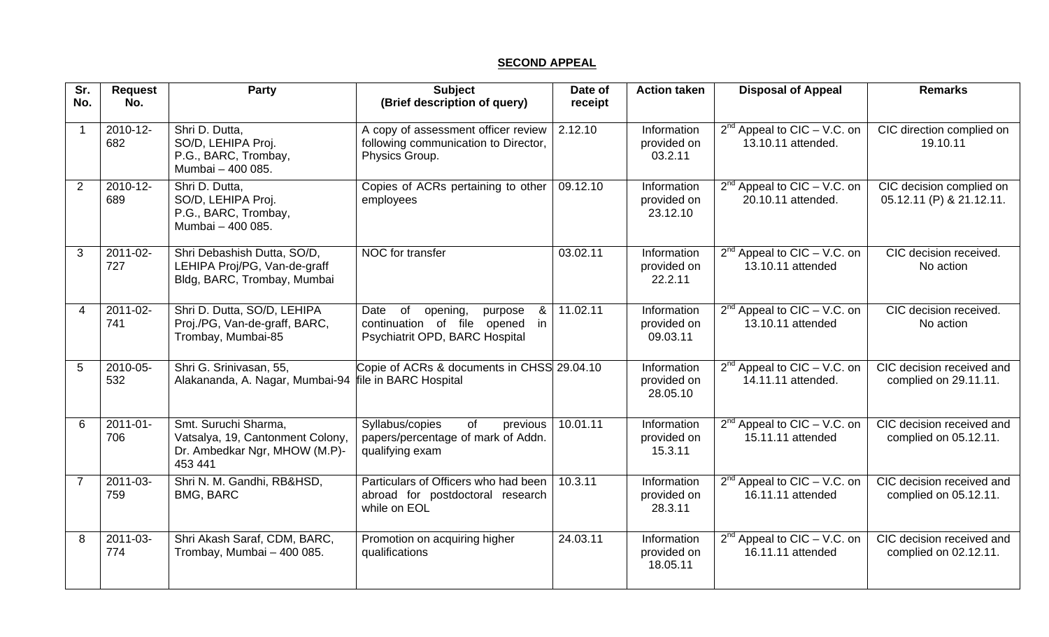## SECOND APPEAL

| Sr. No. | Request No. | Party | Subject (Brief description of query) | Date of receipt | Action taken | Disposal of Appeal | Remarks |
|---|---|---|---|---|---|---|---|
| 1 | 2010-12-682 | Shri D. Dutta, SO/D, LEHIPA Proj. P.G., BARC, Trombay, Mumbai – 400 085. | A copy of assessment officer review following communication to Director, Physics Group. | 2.12.10 | Information provided on 03.2.11 | $2^{nd}$ Appeal to CIC – V.C. on 13.10.11 attended. | CIC direction complied on 19.10.11 |
| 2 | 2010-12-689 | Shri D. Dutta, SO/D, LEHIPA Proj. P.G., BARC, Trombay, Mumbai – 400 085. | Copies of ACRs pertaining to other employees | 09.12.10 | Information provided on 23.12.10 | $2^{nd}$ Appeal to CIC – V.C. on 20.10.11 attended. | CIC decision complied on 05.12.11 (P) & 21.12.11. |
| 3 | 2011-02-727 | Shri Debashish Dutta, SO/D, LEHIPA Proj/PG, Van-de-graff Bldg, BARC, Trombay, Mumbai | NOC for transfer | 03.02.11 | Information provided on 22.2.11 | $2^{nd}$ Appeal to CIC – V.C. on 13.10.11 attended | CIC decision received. No action |
| 4 | 2011-02-741 | Shri D. Dutta, SO/D, LEHIPA Proj./PG, Van-de-graff, BARC, Trombay, Mumbai-85 | Date of opening, purpose & continuation of file opened in Psychiatrit OPD, BARC Hospital | 11.02.11 | Information provided on 09.03.11 | $2^{nd}$ Appeal to CIC – V.C. on 13.10.11 attended | CIC decision received. No action |
| 5 | 2010-05-532 | Shri G. Srinivasan, 55, Alakananda, A. Nagar, Mumbai-94 | Copie of ACRs & documents in CHSS file in BARC Hospital | 29.04.10 | Information provided on 28.05.10 | $2^{nd}$ Appeal to CIC – V.C. on 14.11.11 attended. | CIC decision received and complied on 29.11.11. |
| 6 | 2011-01-706 | Smt. Suruchi Sharma, Vatsalya, 19, Cantonment Colony, Dr. Ambedkar Ngr, MHOW (M.P)-453 441 | Syllabus/copies of previous papers/percentage of mark of Addn. qualifying exam | 10.01.11 | Information provided on 15.3.11 | $2^{nd}$ Appeal to CIC – V.C. on 15.11.11 attended | CIC decision received and complied on 05.12.11. |
| 7 | 2011-03-759 | Shri N. M. Gandhi, RB&HSD, BMG, BARC | Particulars of Officers who had been abroad for postdoctoral research while on EOL | 10.3.11 | Information provided on 28.3.11 | $2^{nd}$ Appeal to CIC – V.C. on 16.11.11 attended | CIC decision received and complied on 05.12.11. |
| 8 | 2011-03-774 | Shri Akash Saraf, CDM, BARC, Trombay, Mumbai – 400 085. | Promotion on acquiring higher qualifications | 24.03.11 | Information provided on 18.05.11 | $2^{nd}$ Appeal to CIC – V.C. on 16.11.11 attended | CIC decision received and complied on 02.12.11. |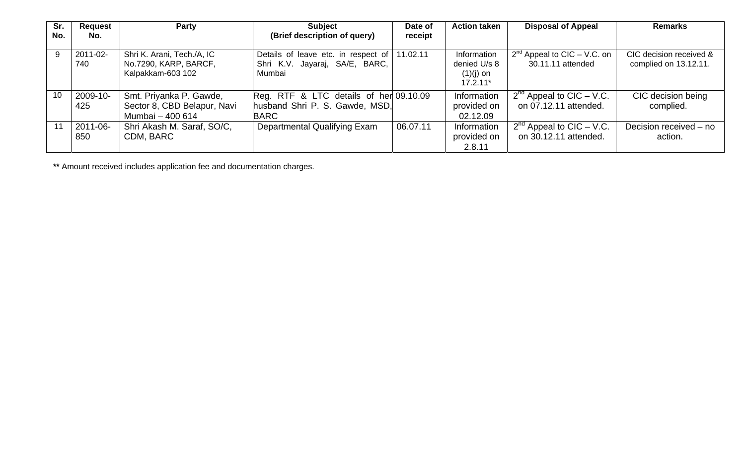| Sr. No. | Request No. | Party | Subject (Brief description of query) | Date of receipt | Action taken | Disposal of Appeal | Remarks |
|---|---|---|---|---|---|---|---|
| 9 | 2011-02-740 | Shri K. Arani, Tech./A, IC No.7290, KARP, BARCF, Kalpakkam-603 102 | Details of leave etc. in respect of Shri K.V. Jayaraj, SA/E, BARC, Mumbai | 11.02.11 | Information denied U/s 8 (1)(j) on 17.2.11* | 2nd Appeal to CIC – V.C. on 30.11.11 attended | CIC decision received & complied on 13.12.11. |
| 10 | 2009-10-425 | Smt. Priyanka P. Gawde, Sector 8, CBD Belapur, Navi Mumbai – 400 614 | Reg. RTF & LTC details of her husband Shri P. S. Gawde, MSD, BARC | 09.10.09 | Information provided on 02.12.09 | 2nd Appeal to CIC – V.C. on 07.12.11 attended. | CIC decision being complied. |
| 11 | 2011-06-850 | Shri Akash M. Saraf, SO/C, CDM, BARC | Departmental Qualifying Exam | 06.07.11 | Information provided on 2.8.11 | 2nd Appeal to CIC – V.C. on 30.12.11 attended. | Decision received – no action. |

**\*\*** Amount received includes application fee and documentation charges.